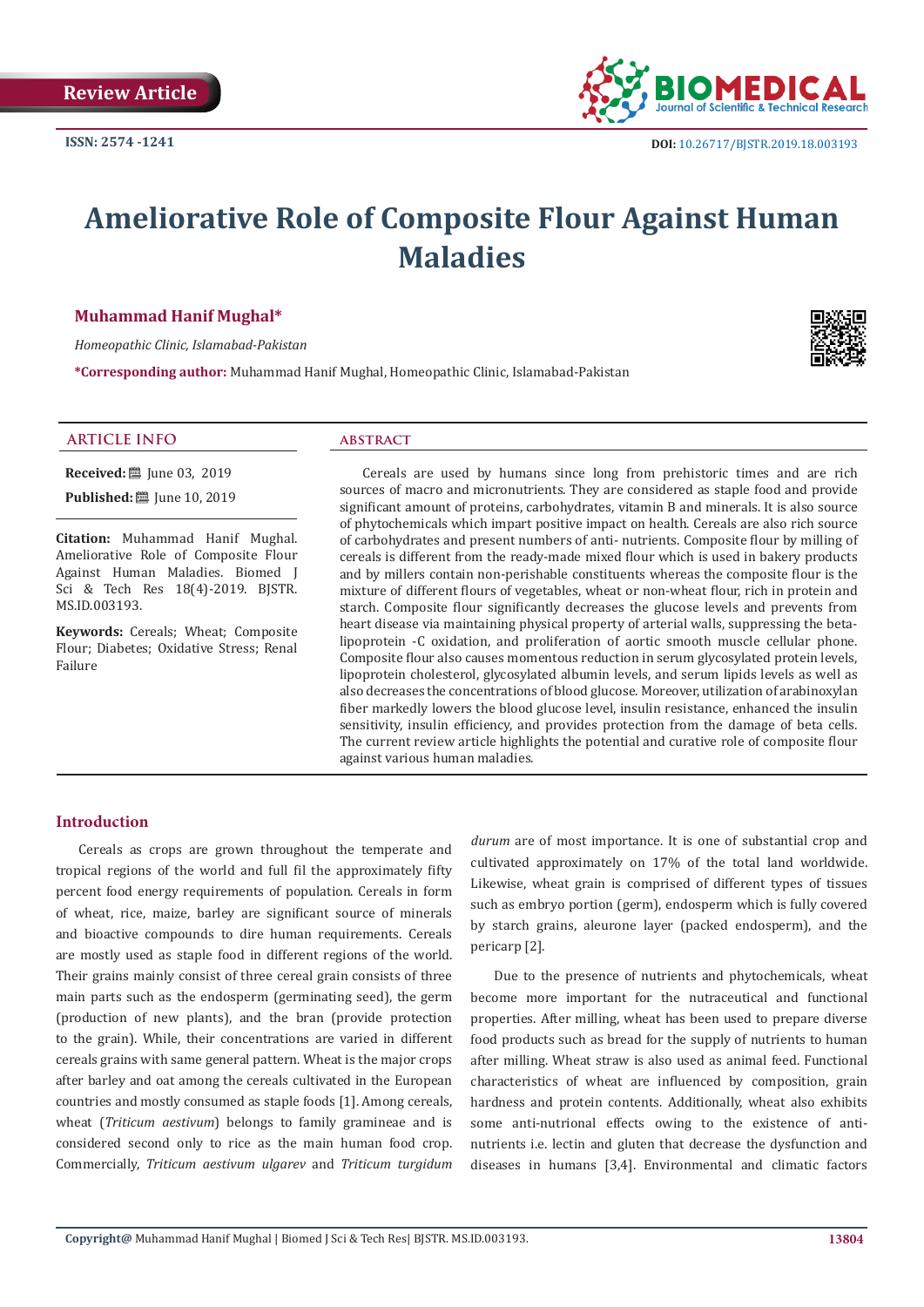Review Article

ISSN: 2574 -1241

DOI: 10.26717/BJSTR.2019.18.003193

# Ameliorative Role of Composite Flour Against Human Maladies

**Muhammad Hanif Mughal***

*Homeopathic Clinic, Islamabad-Pakistan*

***Corresponding author:** Muhammad Hanif Mughal, Homeopathic Clinic, Islamabad-Pakistan

## ARTICLE INFO

**Received:** June 03, 2019

**Published:** June 10, 2019

**Citation:** Muhammad Hanif Mughal. Ameliorative Role of Composite Flour Against Human Maladies. Biomed J Sci & Tech Res 18(4)-2019. BJSTR. MS.ID.003193.

**Keywords:** Cereals; Wheat; Composite Flour; Diabetes; Oxidative Stress; Renal Failure

## ABSTRACT

Cereals are used by humans since long from prehistoric times and are rich sources of macro and micronutrients. They are considered as staple food and provide significant amount of proteins, carbohydrates, vitamin B and minerals. It is also source of phytochemicals which impart positive impact on health. Cereals are also rich source of carbohydrates and present numbers of anti- nutrients. Composite flour by milling of cereals is different from the ready-made mixed flour which is used in bakery products and by millers contain non-perishable constituents whereas the composite flour is the mixture of different flours of vegetables, wheat or non-wheat flour, rich in protein and starch. Composite flour significantly decreases the glucose levels and prevents from heart disease via maintaining physical property of arterial walls, suppressing the beta-lipoprotein -C oxidation, and proliferation of aortic smooth muscle cellular phone. Composite flour also causes momentous reduction in serum glycosylated protein levels, lipoprotein cholesterol, glycosylated albumin levels, and serum lipids levels as well as also decreases the concentrations of blood glucose. Moreover, utilization of arabinoxylan fiber markedly lowers the blood glucose level, insulin resistance, enhanced the insulin sensitivity, insulin efficiency, and provides protection from the damage of beta cells. The current review article highlights the potential and curative role of composite flour against various human maladies.

## Introduction

Cereals as crops are grown throughout the temperate and tropical regions of the world and full fil the approximately fifty percent food energy requirements of population. Cereals in form of wheat, rice, maize, barley are significant source of minerals and bioactive compounds to dire human requirements. Cereals are mostly used as staple food in different regions of the world. Their grains mainly consist of three cereal grain consists of three main parts such as the endosperm (germinating seed), the germ (production of new plants), and the bran (provide protection to the grain). While, their concentrations are varied in different cereals grains with same general pattern. Wheat is the major crops after barley and oat among the cereals cultivated in the European countries and mostly consumed as staple foods [1]. Among cereals, wheat (*Triticum aestivum*) belongs to family gramineae and is considered second only to rice as the main human food crop. Commercially, *Triticum aestivum ulgarev* and *Triticum turgidum durum* are of most importance. It is one of substantial crop and cultivated approximately on 17% of the total land worldwide. Likewise, wheat grain is comprised of different types of tissues such as embryo portion (germ), endosperm which is fully covered by starch grains, aleurone layer (packed endosperm), and the pericarp [2].

Due to the presence of nutrients and phytochemicals, wheat become more important for the nutraceutical and functional properties. After milling, wheat has been used to prepare diverse food products such as bread for the supply of nutrients to human after milling. Wheat straw is also used as animal feed. Functional characteristics of wheat are influenced by composition, grain hardness and protein contents. Additionally, wheat also exhibits some anti-nutrional effects owing to the existence of anti-nutrients i.e. lectin and gluten that decrease the dysfunction and diseases in humans [3,4]. Environmental and climatic factors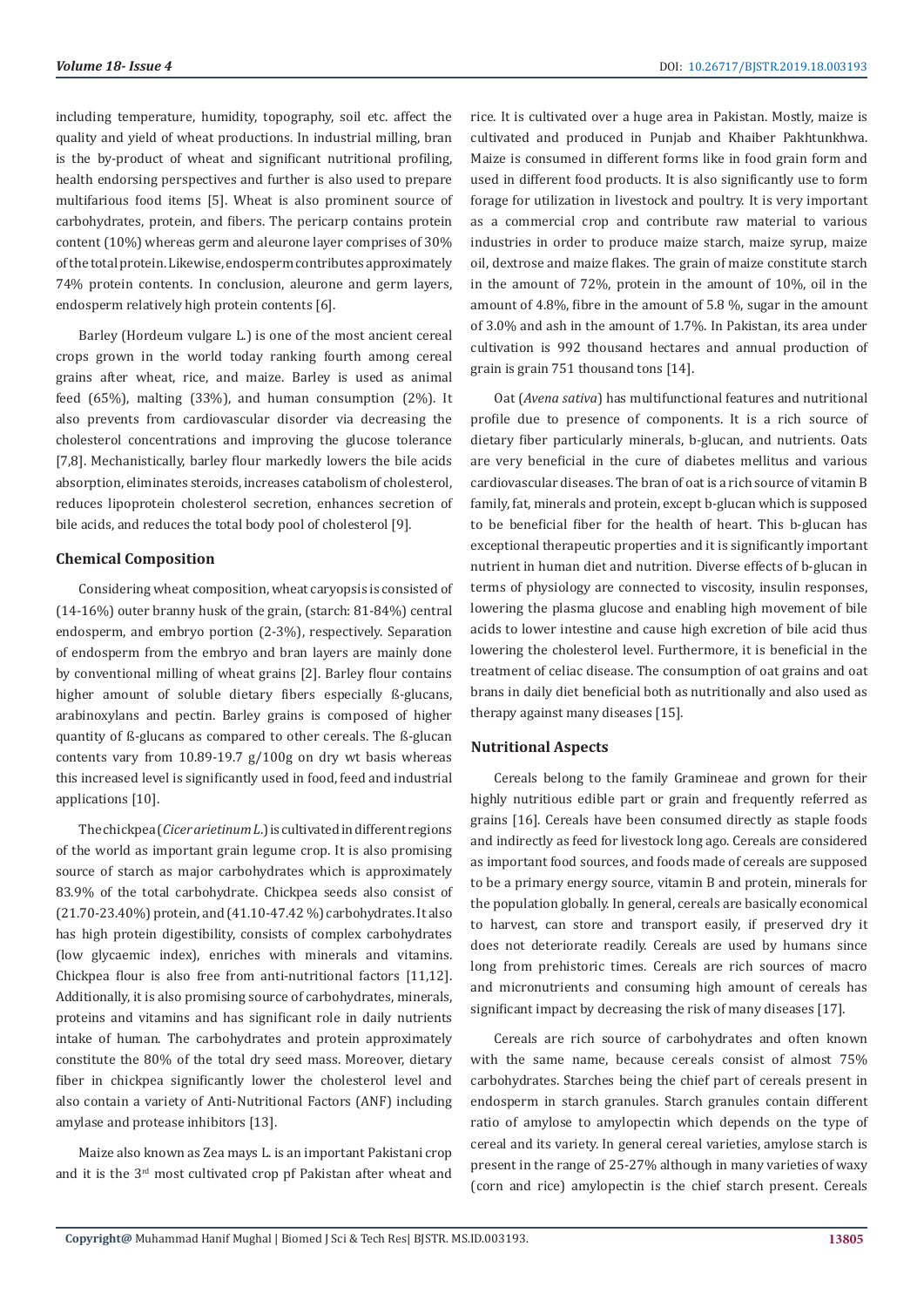including temperature, humidity, topography, soil etc. affect the quality and yield of wheat productions. In industrial milling, bran is the by-product of wheat and significant nutritional profiling, health endorsing perspectives and further is also used to prepare multifarious food items [5]. Wheat is also prominent source of carbohydrates, protein, and fibers. The pericarp contains protein content (10%) whereas germ and aleurone layer comprises of 30% of the total protein. Likewise, endosperm contributes approximately 74% protein contents. In conclusion, aleurone and germ layers, endosperm relatively high protein contents [6].

Barley (Hordeum vulgare L.) is one of the most ancient cereal crops grown in the world today ranking fourth among cereal grains after wheat, rice, and maize. Barley is used as animal feed (65%), malting (33%), and human consumption (2%). It also prevents from cardiovascular disorder via decreasing the cholesterol concentrations and improving the glucose tolerance [7,8]. Mechanistically, barley flour markedly lowers the bile acids absorption, eliminates steroids, increases catabolism of cholesterol, reduces lipoprotein cholesterol secretion, enhances secretion of bile acids, and reduces the total body pool of cholesterol [9].

## Chemical Composition

Considering wheat composition, wheat caryopsis is consisted of (14-16%) outer branny husk of the grain, (starch: 81-84%) central endosperm, and embryo portion (2-3%), respectively. Separation of endosperm from the embryo and bran layers are mainly done by conventional milling of wheat grains [2]. Barley flour contains higher amount of soluble dietary fibers especially ß-glucans, arabinoxylans and pectin. Barley grains is composed of higher quantity of ß-glucans as compared to other cereals. The ß-glucan contents vary from 10.89-19.7 g/100g on dry wt basis whereas this increased level is significantly used in food, feed and industrial applications [10].

The chickpea (*Cicer arietinum L.*) is cultivated in different regions of the world as important grain legume crop. It is also promising source of starch as major carbohydrates which is approximately 83.9% of the total carbohydrate. Chickpea seeds also consist of (21.70-23.40%) protein, and (41.10-47.42 %) carbohydrates. It also has high protein digestibility, consists of complex carbohydrates (low glycaemic index), enriches with minerals and vitamins. Chickpea flour is also free from anti-nutritional factors [11,12]. Additionally, it is also promising source of carbohydrates, minerals, proteins and vitamins and has significant role in daily nutrients intake of human. The carbohydrates and protein approximately constitute the 80% of the total dry seed mass. Moreover, dietary fiber in chickpea significantly lower the cholesterol level and also contain a variety of Anti-Nutritional Factors (ANF) including amylase and protease inhibitors [13].

Maize also known as Zea mays L. is an important Pakistani crop and it is the 3rd most cultivated crop pf Pakistan after wheat and rice. It is cultivated over a huge area in Pakistan. Mostly, maize is cultivated and produced in Punjab and Khaiber Pakhtunkhwa. Maize is consumed in different forms like in food grain form and used in different food products. It is also significantly use to form forage for utilization in livestock and poultry. It is very important as a commercial crop and contribute raw material to various industries in order to produce maize starch, maize syrup, maize oil, dextrose and maize flakes. The grain of maize constitute starch in the amount of 72%, protein in the amount of 10%, oil in the amount of 4.8%, fibre in the amount of 5.8 %, sugar in the amount of 3.0% and ash in the amount of 1.7%. In Pakistan, its area under cultivation is 992 thousand hectares and annual production of grain is grain 751 thousand tons [14].

Oat (*Avena sativa*) has multifunctional features and nutritional profile due to presence of components. It is a rich source of dietary fiber particularly minerals, b-glucan, and nutrients. Oats are very beneficial in the cure of diabetes mellitus and various cardiovascular diseases. The bran of oat is a rich source of vitamin B family, fat, minerals and protein, except b-glucan which is supposed to be beneficial fiber for the health of heart. This b-glucan has exceptional therapeutic properties and it is significantly important nutrient in human diet and nutrition. Diverse effects of b-glucan in terms of physiology are connected to viscosity, insulin responses, lowering the plasma glucose and enabling high movement of bile acids to lower intestine and cause high excretion of bile acid thus lowering the cholesterol level. Furthermore, it is beneficial in the treatment of celiac disease. The consumption of oat grains and oat brans in daily diet beneficial both as nutritionally and also used as therapy against many diseases [15].

## Nutritional Aspects

Cereals belong to the family Gramineae and grown for their highly nutritious edible part or grain and frequently referred as grains [16]. Cereals have been consumed directly as staple foods and indirectly as feed for livestock long ago. Cereals are considered as important food sources, and foods made of cereals are supposed to be a primary energy source, vitamin B and protein, minerals for the population globally. In general, cereals are basically economical to harvest, can store and transport easily, if preserved dry it does not deteriorate readily. Cereals are used by humans since long from prehistoric times. Cereals are rich sources of macro and micronutrients and consuming high amount of cereals has significant impact by decreasing the risk of many diseases [17].

Cereals are rich source of carbohydrates and often known with the same name, because cereals consist of almost 75% carbohydrates. Starches being the chief part of cereals present in endosperm in starch granules. Starch granules contain different ratio of amylose to amylopectin which depends on the type of cereal and its variety. In general cereal varieties, amylose starch is present in the range of 25-27% although in many varieties of waxy (corn and rice) amylopectin is the chief starch present. Cereals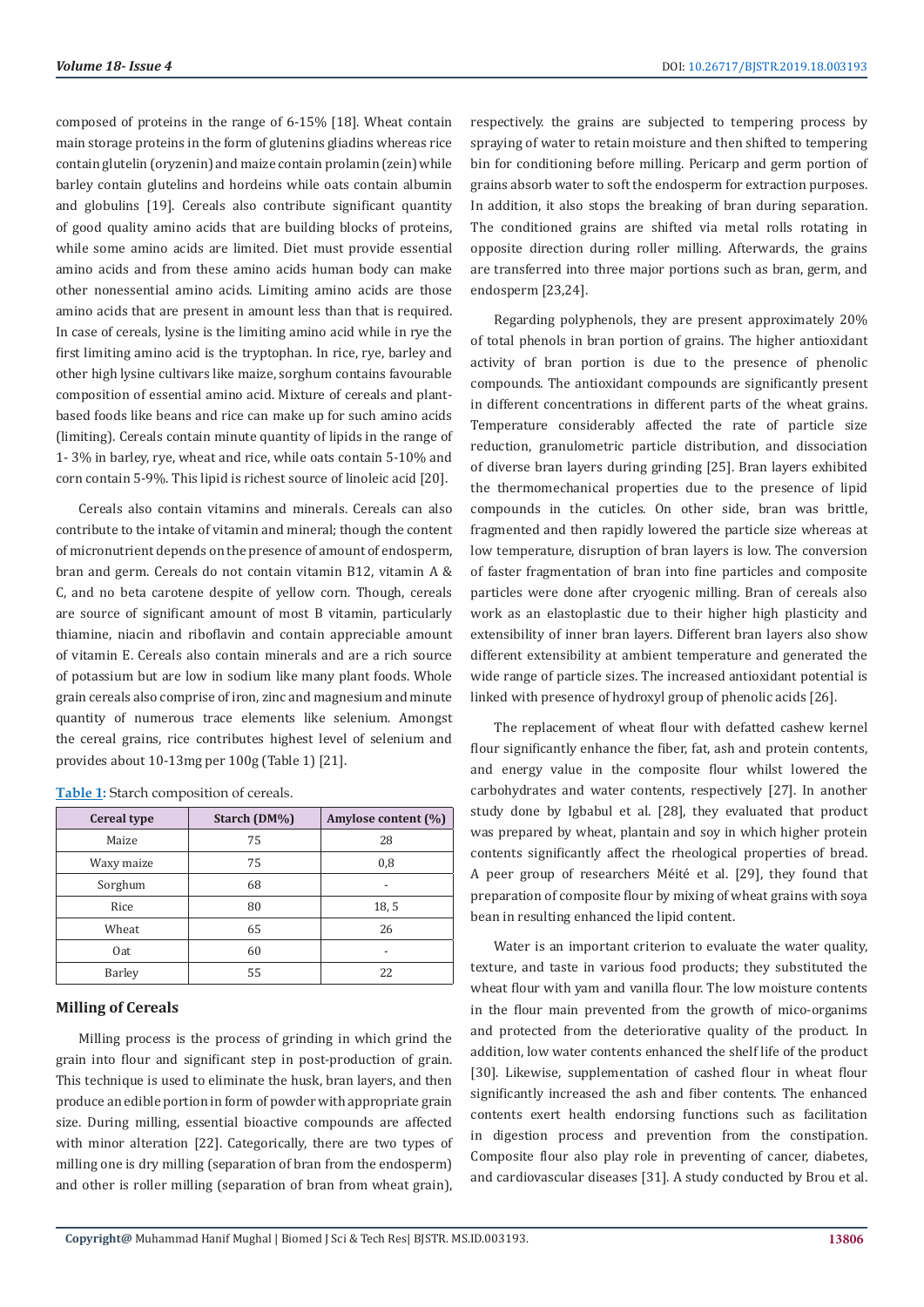composed of proteins in the range of 6-15% [18]. Wheat contain main storage proteins in the form of glutenins gliadins whereas rice contain glutelin (oryzenin) and maize contain prolamin (zein) while barley contain glutelins and hordeins while oats contain albumin and globulins [19]. Cereals also contribute significant quantity of good quality amino acids that are building blocks of proteins, while some amino acids are limited. Diet must provide essential amino acids and from these amino acids human body can make other nonessential amino acids. Limiting amino acids are those amino acids that are present in amount less than that is required. In case of cereals, lysine is the limiting amino acid while in rye the first limiting amino acid is the tryptophan. In rice, rye, barley and other high lysine cultivars like maize, sorghum contains favourable composition of essential amino acid. Mixture of cereals and plant-based foods like beans and rice can make up for such amino acids (limiting). Cereals contain minute quantity of lipids in the range of 1- 3% in barley, rye, wheat and rice, while oats contain 5-10% and corn contain 5-9%. This lipid is richest source of linoleic acid [20].

Cereals also contain vitamins and minerals. Cereals can also contribute to the intake of vitamin and mineral; though the content of micronutrient depends on the presence of amount of endosperm, bran and germ. Cereals do not contain vitamin B12, vitamin A & C, and no beta carotene despite of yellow corn. Though, cereals are source of significant amount of most B vitamin, particularly thiamine, niacin and riboflavin and contain appreciable amount of vitamin E. Cereals also contain minerals and are a rich source of potassium but are low in sodium like many plant foods. Whole grain cereals also comprise of iron, zinc and magnesium and minute quantity of numerous trace elements like selenium. Amongst the cereal grains, rice contributes highest level of selenium and provides about 10-13mg per 100g (Table 1) [21].

**Table 1:** Starch composition of cereals.

| Cereal type | Starch (DM%) | Amylose content (%) |
|---|---|---|
| Maize | 75 | 28 |
| Waxy maize | 75 | 0,8 |
| Sorghum | 68 | - |
| Rice | 80 | 18, 5 |
| Wheat | 65 | 26 |
| Oat | 60 | - |
| Barley | 55 | 22 |

## Milling of Cereals

Milling process is the process of grinding in which grind the grain into flour and significant step in post-production of grain. This technique is used to eliminate the husk, bran layers, and then produce an edible portion in form of powder with appropriate grain size. During milling, essential bioactive compounds are affected with minor alteration [22]. Categorically, there are two types of milling one is dry milling (separation of bran from the endosperm) and other is roller milling (separation of bran from wheat grain), respectively. the grains are subjected to tempering process by spraying of water to retain moisture and then shifted to tempering bin for conditioning before milling. Pericarp and germ portion of grains absorb water to soft the endosperm for extraction purposes. In addition, it also stops the breaking of bran during separation. The conditioned grains are shifted via metal rolls rotating in opposite direction during roller milling. Afterwards, the grains are transferred into three major portions such as bran, germ, and endosperm [23,24].

Regarding polyphenols, they are present approximately 20% of total phenols in bran portion of grains. The higher antioxidant activity of bran portion is due to the presence of phenolic compounds. The antioxidant compounds are significantly present in different concentrations in different parts of the wheat grains. Temperature considerably affected the rate of particle size reduction, granulometric particle distribution, and dissociation of diverse bran layers during grinding [25]. Bran layers exhibited the thermomechanical properties due to the presence of lipid compounds in the cuticles. On other side, bran was brittle, fragmented and then rapidly lowered the particle size whereas at low temperature, disruption of bran layers is low. The conversion of faster fragmentation of bran into fine particles and composite particles were done after cryogenic milling. Bran of cereals also work as an elastoplastic due to their higher high plasticity and extensibility of inner bran layers. Different bran layers also show different extensibility at ambient temperature and generated the wide range of particle sizes. The increased antioxidant potential is linked with presence of hydroxyl group of phenolic acids [26].

The replacement of wheat flour with defatted cashew kernel flour significantly enhance the fiber, fat, ash and protein contents, and energy value in the composite flour whilst lowered the carbohydrates and water contents, respectively [27]. In another study done by Igbabul et al. [28], they evaluated that product was prepared by wheat, plantain and soy in which higher protein contents significantly affect the rheological properties of bread. A peer group of researchers Méité et al. [29], they found that preparation of composite flour by mixing of wheat grains with soya bean in resulting enhanced the lipid content.

Water is an important criterion to evaluate the water quality, texture, and taste in various food products; they substituted the wheat flour with yam and vanilla flour. The low moisture contents in the flour main prevented from the growth of mico-organims and protected from the deteriorative quality of the product. In addition, low water contents enhanced the shelf life of the product [30]. Likewise, supplementation of cashed flour in wheat flour significantly increased the ash and fiber contents. The enhanced contents exert health endorsing functions such as facilitation in digestion process and prevention from the constipation. Composite flour also play role in preventing of cancer, diabetes, and cardiovascular diseases [31]. A study conducted by Brou et al.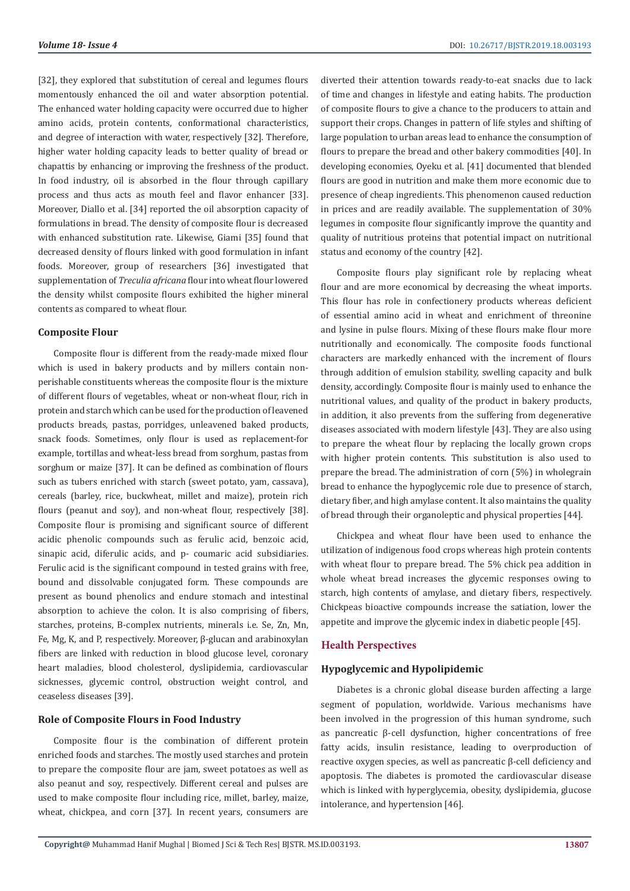[32], they explored that substitution of cereal and legumes flours momentously enhanced the oil and water absorption potential. The enhanced water holding capacity were occurred due to higher amino acids, protein contents, conformational characteristics, and degree of interaction with water, respectively [32]. Therefore, higher water holding capacity leads to better quality of bread or chapattis by enhancing or improving the freshness of the product. In food industry, oil is absorbed in the flour through capillary process and thus acts as mouth feel and flavor enhancer [33]. Moreover, Diallo et al. [34] reported the oil absorption capacity of formulations in bread. The density of composite flour is decreased with enhanced substitution rate. Likewise, Giami [35] found that decreased density of flours linked with good formulation in infant foods. Moreover, group of researchers [36] investigated that supplementation of *Treculia africana* flour into wheat flour lowered the density whilst composite flours exhibited the higher mineral contents as compared to wheat flour.

### Composite Flour

Composite flour is different from the ready-made mixed flour which is used in bakery products and by millers contain non-perishable constituents whereas the composite flour is the mixture of different flours of vegetables, wheat or non-wheat flour, rich in protein and starch which can be used for the production of leavened products breads, pastas, porridges, unleavened baked products, snack foods. Sometimes, only flour is used as replacement-for example, tortillas and wheat-less bread from sorghum, pastas from sorghum or maize [37]. It can be defined as combination of flours such as tubers enriched with starch (sweet potato, yam, cassava), cereals (barley, rice, buckwheat, millet and maize), protein rich flours (peanut and soy), and non-wheat flour, respectively [38]. Composite flour is promising and significant source of different acidic phenolic compounds such as ferulic acid, benzoic acid, sinapic acid, diferulic acids, and p- coumaric acid subsidiaries. Ferulic acid is the significant compound in tested grains with free, bound and dissolvable conjugated form. These compounds are present as bound phenolics and endure stomach and intestinal absorption to achieve the colon. It is also comprising of fibers, starches, proteins, B-complex nutrients, minerals i.e. Se, Zn, Mn, Fe, Mg, K, and P, respectively. Moreover, β-glucan and arabinoxylan fibers are linked with reduction in blood glucose level, coronary heart maladies, blood cholesterol, dyslipidemia, cardiovascular sicknesses, glycemic control, obstruction weight control, and ceaseless diseases [39].

### Role of Composite Flours in Food Industry

Composite flour is the combination of different protein enriched foods and starches. The mostly used starches and protein to prepare the composite flour are jam, sweet potatoes as well as also peanut and soy, respectively. Different cereal and pulses are used to make composite flour including rice, millet, barley, maize, wheat, chickpea, and corn [37]. In recent years, consumers are diverted their attention towards ready-to-eat snacks due to lack of time and changes in lifestyle and eating habits. The production of composite flours to give a chance to the producers to attain and support their crops. Changes in pattern of life styles and shifting of large population to urban areas lead to enhance the consumption of flours to prepare the bread and other bakery commodities [40]. In developing economies, Oyeku et al. [41] documented that blended flours are good in nutrition and make them more economic due to presence of cheap ingredients. This phenomenon caused reduction in prices and are readily available. The supplementation of 30% legumes in composite flour significantly improve the quantity and quality of nutritious proteins that potential impact on nutritional status and economy of the country [42].

Composite flours play significant role by replacing wheat flour and are more economical by decreasing the wheat imports. This flour has role in confectionery products whereas deficient of essential amino acid in wheat and enrichment of threonine and lysine in pulse flours. Mixing of these flours make flour more nutritionally and economically. The composite foods functional characters are markedly enhanced with the increment of flours through addition of emulsion stability, swelling capacity and bulk density, accordingly. Composite flour is mainly used to enhance the nutritional values, and quality of the product in bakery products, in addition, it also prevents from the suffering from degenerative diseases associated with modern lifestyle [43]. They are also using to prepare the wheat flour by replacing the locally grown crops with higher protein contents. This substitution is also used to prepare the bread. The administration of corn (5%) in wholegrain bread to enhance the hypoglycemic role due to presence of starch, dietary fiber, and high amylase content. It also maintains the quality of bread through their organoleptic and physical properties [44].

Chickpea and wheat flour have been used to enhance the utilization of indigenous food crops whereas high protein contents with wheat flour to prepare bread. The 5% chick pea addition in whole wheat bread increases the glycemic responses owing to starch, high contents of amylase, and dietary fibers, respectively. Chickpeas bioactive compounds increase the satiation, lower the appetite and improve the glycemic index in diabetic people [45].

## Health Perspectives

### Hypoglycemic and Hypolipidemic

Diabetes is a chronic global disease burden affecting a large segment of population, worldwide. Various mechanisms have been involved in the progression of this human syndrome, such as pancreatic β-cell dysfunction, higher concentrations of free fatty acids, insulin resistance, leading to overproduction of reactive oxygen species, as well as pancreatic β-cell deficiency and apoptosis. The diabetes is promoted the cardiovascular disease which is linked with hyperglycemia, obesity, dyslipidemia, glucose intolerance, and hypertension [46].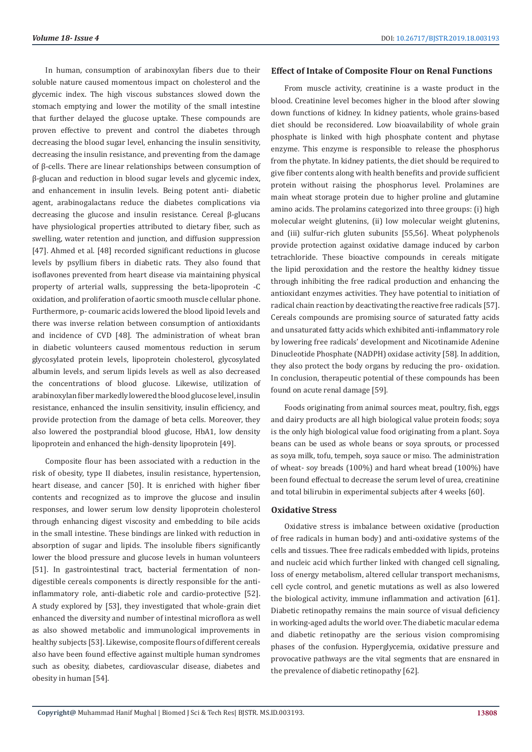In human, consumption of arabinoxylan fibers due to their soluble nature caused momentous impact on cholesterol and the glycemic index. The high viscous substances slowed down the stomach emptying and lower the motility of the small intestine that further delayed the glucose uptake. These compounds are proven effective to prevent and control the diabetes through decreasing the blood sugar level, enhancing the insulin sensitivity, decreasing the insulin resistance, and preventing from the damage of β-cells. There are linear relationships between consumption of β-glucan and reduction in blood sugar levels and glycemic index, and enhancement in insulin levels. Being potent anti- diabetic agent, arabinogalactans reduce the diabetes complications via decreasing the glucose and insulin resistance. Cereal β-glucans have physiological properties attributed to dietary fiber, such as swelling, water retention and junction, and diffusion suppression [47]. Ahmed et al. [48] recorded significant reductions in glucose levels by psyllium fibers in diabetic rats. They also found that isoflavones prevented from heart disease via maintaining physical property of arterial walls, suppressing the beta-lipoprotein -C oxidation, and proliferation of aortic smooth muscle cellular phone. Furthermore, p- coumaric acids lowered the blood lipoid levels and there was inverse relation between consumption of antioxidants and incidence of CVD [48]. The administration of wheat bran in diabetic volunteers caused momentous reduction in serum glycosylated protein levels, lipoprotein cholesterol, glycosylated albumin levels, and serum lipids levels as well as also decreased the concentrations of blood glucose. Likewise, utilization of arabinoxylan fiber markedly lowered the blood glucose level, insulin resistance, enhanced the insulin sensitivity, insulin efficiency, and provide protection from the damage of beta cells. Moreover, they also lowered the postprandial blood glucose, HbA1, low density lipoprotein and enhanced the high-density lipoprotein [49].

Composite flour has been associated with a reduction in the risk of obesity, type II diabetes, insulin resistance, hypertension, heart disease, and cancer [50]. It is enriched with higher fiber contents and recognized as to improve the glucose and insulin responses, and lower serum low density lipoprotein cholesterol through enhancing digest viscosity and embedding to bile acids in the small intestine. These bindings are linked with reduction in absorption of sugar and lipids. The insoluble fibers significantly lower the blood pressure and glucose levels in human volunteers [51]. In gastrointestinal tract, bacterial fermentation of non-digestible cereals components is directly responsible for the anti-inflammatory role, anti-diabetic role and cardio-protective [52]. A study explored by [53], they investigated that whole-grain diet enhanced the diversity and number of intestinal microflora as well as also showed metabolic and immunological improvements in healthy subjects [53]. Likewise, composite flours of different cereals also have been found effective against multiple human syndromes such as obesity, diabetes, cardiovascular disease, diabetes and obesity in human [54].

## Effect of Intake of Composite Flour on Renal Functions

From muscle activity, creatinine is a waste product in the blood. Creatinine level becomes higher in the blood after slowing down functions of kidney. In kidney patients, whole grains-based diet should be reconsidered. Low bioavailability of whole grain phosphate is linked with high phosphate content and phytase enzyme. This enzyme is responsible to release the phosphorus from the phytate. In kidney patients, the diet should be required to give fiber contents along with health benefits and provide sufficient protein without raising the phosphorus level. Prolamines are main wheat storage protein due to higher proline and glutamine amino acids. The prolamins categorized into three groups: (i) high molecular weight glutenins, (ii) low molecular weight glutenins, and (iii) sulfur-rich gluten subunits [55,56]. Wheat polyphenols provide protection against oxidative damage induced by carbon tetrachloride. These bioactive compounds in cereals mitigate the lipid peroxidation and the restore the healthy kidney tissue through inhibiting the free radical production and enhancing the antioxidant enzymes activities. They have potential to initiation of radical chain reaction by deactivating the reactive free radicals [57]. Cereals compounds are promising source of saturated fatty acids and unsaturated fatty acids which exhibited anti-inflammatory role by lowering free radicals' development and Nicotinamide Adenine Dinucleotide Phosphate (NADPH) oxidase activity [58]. In addition, they also protect the body organs by reducing the pro- oxidation. In conclusion, therapeutic potential of these compounds has been found on acute renal damage [59].

Foods originating from animal sources meat, poultry, fish, eggs and dairy products are all high biological value protein foods; soya is the only high biological value food originating from a plant. Soya beans can be used as whole beans or soya sprouts, or processed as soya milk, tofu, tempeh, soya sauce or miso. The administration of wheat- soy breads (100%) and hard wheat bread (100%) have been found effectual to decrease the serum level of urea, creatinine and total bilirubin in experimental subjects after 4 weeks [60].

## Oxidative Stress

Oxidative stress is imbalance between oxidative (production of free radicals in human body) and anti-oxidative systems of the cells and tissues. Thee free radicals embedded with lipids, proteins and nucleic acid which further linked with changed cell signaling, loss of energy metabolism, altered cellular transport mechanisms, cell cycle control, and genetic mutations as well as also lowered the biological activity, immune inflammation and activation [61]. Diabetic retinopathy remains the main source of visual deficiency in working-aged adults the world over. The diabetic macular edema and diabetic retinopathy are the serious vision compromising phases of the confusion. Hyperglycemia, oxidative pressure and provocative pathways are the vital segments that are ensnared in the prevalence of diabetic retinopathy [62].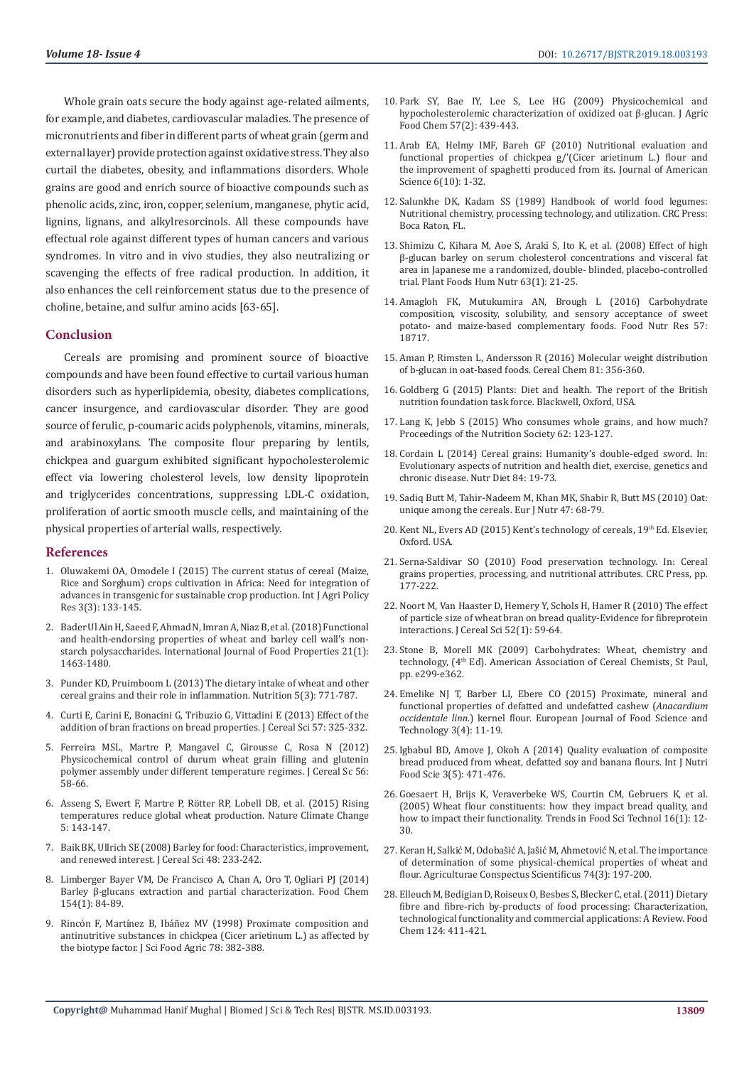Whole grain oats secure the body against age-related ailments, for example, and diabetes, cardiovascular maladies. The presence of micronutrients and fiber in different parts of wheat grain (germ and external layer) provide protection against oxidative stress. They also curtail the diabetes, obesity, and inflammations disorders. Whole grains are good and enrich source of bioactive compounds such as phenolic acids, zinc, iron, copper, selenium, manganese, phytic acid, lignins, lignans, and alkylresorcinols. All these compounds have effectual role against different types of human cancers and various syndromes. In vitro and in vivo studies, they also neutralizing or scavenging the effects of free radical production. In addition, it also enhances the cell reinforcement status due to the presence of choline, betaine, and sulfur amino acids [63-65].

## Conclusion

Cereals are promising and prominent source of bioactive compounds and have been found effective to curtail various human disorders such as hyperlipidemia, obesity, diabetes complications, cancer insurgence, and cardiovascular disorder. They are good source of ferulic, p-coumaric acids polyphenols, vitamins, minerals, and arabinoxylans. The composite flour preparing by lentils, chickpea and guargum exhibited significant hypocholesterolemic effect via lowering cholesterol levels, low density lipoprotein and triglycerides concentrations, suppressing LDL-C oxidation, proliferation of aortic smooth muscle cells, and maintaining of the physical properties of arterial walls, respectively.

## References

1. Oluwakemi OA, Omodele I (2015) The current status of cereal (Maize, Rice and Sorghum) crops cultivation in Africa: Need for integration of advances in transgenic for sustainable crop production. Int J Agri Policy Res 3(3): 133-145.
2. Bader Ul Ain H, Saeed F, Ahmad N, Imran A, Niaz B, et al. (2018) Functional and health-endorsing properties of wheat and barley cell wall's non-starch polysaccharides. International Journal of Food Properties 21(1): 1463-1480.
3. Punder KD, Pruimboom L (2013) The dietary intake of wheat and other cereal grains and their role in inflammation. Nutrition 5(3): 771-787.
4. Curti E, Carini E, Bonacini G, Tribuzio G, Vittadini E (2013) Effect of the addition of bran fractions on bread properties. J Cereal Sci 57: 325-332.
5. Ferreira MSL, Martre P, Mangavel C, Girousse C, Rosa N (2012) Physicochemical control of durum wheat grain filling and glutenin polymer assembly under different temperature regimes. J Cereal Sc 56: 58-66.
6. Asseng S, Ewert F, Martre P, Rötter RP, Lobell DB, et al. (2015) Rising temperatures reduce global wheat production. Nature Climate Change 5: 143-147.
7. Baik BK, Ullrich SE (2008) Barley for food: Characteristics, improvement, and renewed interest. J Cereal Sci 48: 233-242.
8. Limberger Bayer VM, De Francisco A, Chan A, Oro T, Ogliari PJ (2014) Barley β-glucans extraction and partial characterization. Food Chem 154(1): 84-89.
9. Rincón F, Martínez B, Ibáñez MV (1998) Proximate composition and antinutritive substances in chickpea (Cicer arietinum L.) as affected by the biotype factor. J Sci Food Agric 78: 382-388.
10. Park SY, Bae IY, Lee S, Lee HG (2009) Physicochemical and hypocholesterolemic characterization of oxidized oat β-glucan. J Agric Food Chem 57(2): 439-443.
11. Arab EA, Helmy IMF, Bareh GF (2010) Nutritional evaluation and functional properties of chickpea g/'(Cicer arietinum L.) flour and the improvement of spaghetti produced from its. Journal of American Science 6(10): 1-32.
12. Salunkhe DK, Kadam SS (1989) Handbook of world food legumes: Nutritional chemistry, processing technology, and utilization. CRC Press: Boca Raton, FL.
13. Shimizu C, Kihara M, Aoe S, Araki S, Ito K, et al. (2008) Effect of high β-glucan barley on serum cholesterol concentrations and visceral fat area in Japanese me a randomized, double- blinded, placebo-controlled trial. Plant Foods Hum Nutr 63(1): 21-25.
14. Amagloh FK, Mutukumira AN, Brough L (2016) Carbohydrate composition, viscosity, solubility, and sensory acceptance of sweet potato- and maize-based complementary foods. Food Nutr Res 57: 18717.
15. Aman P, Rimsten L, Andersson R (2016) Molecular weight distribution of b-glucan in oat-based foods. Cereal Chem 81: 356-360.
16. Goldberg G (2015) Plants: Diet and health. The report of the British nutrition foundation task force. Blackwell, Oxford, USA.
17. Lang K, Jebb S (2015) Who consumes whole grains, and how much? Proceedings of the Nutrition Society 62: 123-127.
18. Cordain L (2014) Cereal grains: Humanity's double-edged sword. In: Evolutionary aspects of nutrition and health diet, exercise, genetics and chronic disease. Nutr Diet 84: 19-73.
19. Sadiq Butt M, Tahir-Nadeem M, Khan MK, Shabir R, Butt MS (2010) Oat: unique among the cereals. Eur J Nutr 47: 68-79.
20. Kent NL, Evers AD (2015) Kent's technology of cereals, 19th Ed. Elsevier, Oxford. USA.
21. Serna-Saldivar SO (2010) Food preservation technology. In: Cereal grains properties, processing, and nutritional attributes. CRC Press, pp. 177-222.
22. Noort M, Van Haaster D, Hemery Y, Schols H, Hamer R (2010) The effect of particle size of wheat bran on bread quality-Evidence for fibreprotein interactions. J Cereal Sci 52(1): 59-64.
23. Stone B, Morell MK (2009) Carbohydrates: Wheat, chemistry and technology, (4th Ed). American Association of Cereal Chemists, St Paul, pp. e299-e362.
24. Emelike NJ T, Barber LI, Ebere CO (2015) Proximate, mineral and functional properties of defatted and undefatted cashew (*Anacardium occidentale linn.*) kernel flour. European Journal of Food Science and Technology 3(4): 11-19.
25. Igbabul BD, Amove J, Okoh A (2014) Quality evaluation of composite bread produced from wheat, defatted soy and banana flours. Int J Nutri Food Scie 3(5): 471-476.
26. Goesaert H, Brijs K, Veraverbeke WS, Courtin CM, Gebruers K, et al. (2005) Wheat flour constituents: how they impact bread quality, and how to impact their functionality. Trends in Food Sci Technol 16(1): 12-30.
27. Keran H, Salkić M, Odobašić A, Jašić M, Ahmetović N, et al. The importance of determination of some physical-chemical properties of wheat and flour. Agriculturae Conspectus Scientificus 74(3): 197-200.
28. Elleuch M, Bedigian D, Roiseux O, Besbes S, Blecker C, et al. (2011) Dietary fibre and fibre-rich by-products of food processing: Characterization, technological functionality and commercial applications: A Review. Food Chem 124: 411-421.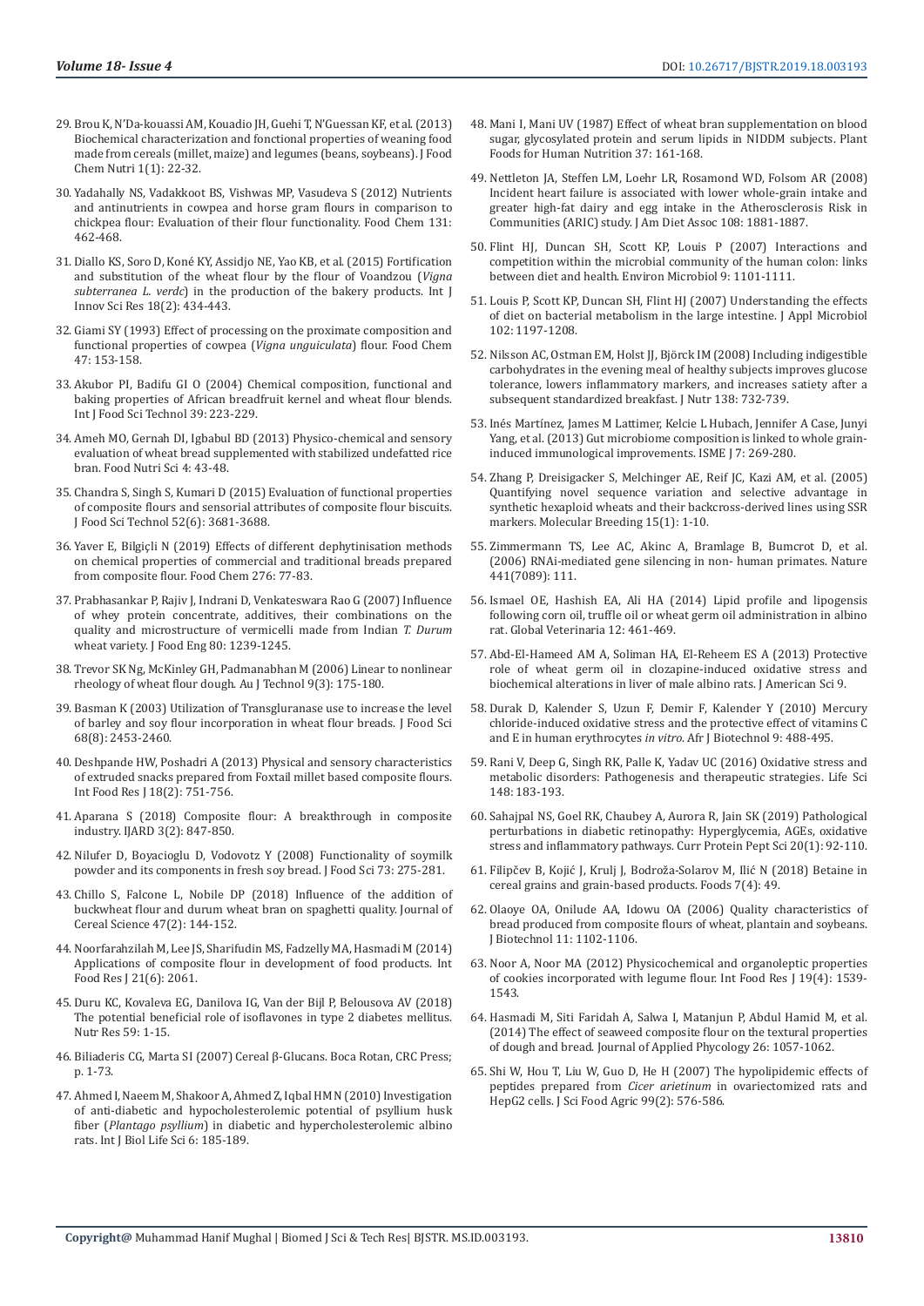29. Brou K, N'Da-kouassi AM, Kouadio JH, Guehi T, N'Guessan KF, et al. (2013) Biochemical characterization and fonctional properties of weaning food made from cereals (millet, maize) and legumes (beans, soybeans). J Food Chem Nutri 1(1): 22-32.

30. Yadahally NS, Vadakkoot BS, Vishwas MP, Vasudeva S (2012) Nutrients and antinutrients in cowpea and horse gram flours in comparison to chickpea flour: Evaluation of their flour functionality. Food Chem 131: 462-468.

31. Diallo KS, Soro D, Koné KY, Assidjo NE, Yao KB, et al. (2015) Fortification and substitution of the wheat flour by the flour of Voandzou (*Vigna subterranea L. verdc*) in the production of the bakery products. Int J Innov Sci Res 18(2): 434-443.

32. Giami SY (1993) Effect of processing on the proximate composition and functional properties of cowpea (*Vigna unguiculata*) flour. Food Chem 47: 153-158.

33. Akubor PI, Badifu GI O (2004) Chemical composition, functional and baking properties of African breadfruit kernel and wheat flour blends. Int J Food Sci Technol 39: 223-229.

34. Ameh MO, Gernah DI, Igbabul BD (2013) Physico-chemical and sensory evaluation of wheat bread supplemented with stabilized undefatted rice bran. Food Nutri Sci 4: 43-48.

35. Chandra S, Singh S, Kumari D (2015) Evaluation of functional properties of composite flours and sensorial attributes of composite flour biscuits. J Food Sci Technol 52(6): 3681-3688.

36. Yaver E, Bilgiçli N (2019) Effects of different dephytinisation methods on chemical properties of commercial and traditional breads prepared from composite flour. Food Chem 276: 77-83.

37. Prabhasankar P, Rajiv J, Indrani D, Venkateswara Rao G (2007) Influence of whey protein concentrate, additives, their combinations on the quality and microstructure of vermicelli made from Indian *T. Durum* wheat variety. J Food Eng 80: 1239-1245.

38. Trevor SK Ng, McKinley GH, Padmanabhan M (2006) Linear to nonlinear rheology of wheat flour dough. Au J Technol 9(3): 175-180.

39. Basman K (2003) Utilization of Transgluranase use to increase the level of barley and soy flour incorporation in wheat flour breads. J Food Sci 68(8): 2453-2460.

40. Deshpande HW, Poshadri A (2013) Physical and sensory characteristics of extruded snacks prepared from Foxtail millet based composite flours. Int Food Res J 18(2): 751-756.

41. Aparana S (2018) Composite flour: A breakthrough in composite industry. IJARD 3(2): 847-850.

42. Nilufer D, Boyacioglu D, Vodovotz Y (2008) Functionality of soymilk powder and its components in fresh soy bread. J Food Sci 73: 275-281.

43. Chillo S, Falcone L, Nobile DP (2018) Influence of the addition of buckwheat flour and durum wheat bran on spaghetti quality. Journal of Cereal Science 47(2): 144-152.

44. Noorfarahzilah M, Lee JS, Sharifudin MS, Fadzelly MA, Hasmadi M (2014) Applications of composite flour in development of food products. Int Food Res J 21(6): 2061.

45. Duru KC, Kovaleva EG, Danilova IG, Van der Bijl P, Belousova AV (2018) The potential beneficial role of isoflavones in type 2 diabetes mellitus. Nutr Res 59: 1-15.

46. Biliaderis CG, Marta SI (2007) Cereal β-Glucans. Boca Rotan, CRC Press; p. 1-73.

47. Ahmed I, Naeem M, Shakoor A, Ahmed Z, Iqbal HMN (2010) Investigation of anti-diabetic and hypocholesterolemic potential of psyllium husk fiber (*Plantago psyllium*) in diabetic and hypercholesterolemic albino rats. Int J Biol Life Sci 6: 185-189.

48. Mani I, Mani UV (1987) Effect of wheat bran supplementation on blood sugar, glycosylated protein and serum lipids in NIDDM subjects. Plant Foods for Human Nutrition 37: 161-168.

49. Nettleton JA, Steffen LM, Loehr LR, Rosamond WD, Folsom AR (2008) Incident heart failure is associated with lower whole-grain intake and greater high-fat dairy and egg intake in the Atherosclerosis Risk in Communities (ARIC) study. J Am Diet Assoc 108: 1881-1887.

50. Flint HJ, Duncan SH, Scott KP, Louis P (2007) Interactions and competition within the microbial community of the human colon: links between diet and health. Environ Microbiol 9: 1101-1111.

51. Louis P, Scott KP, Duncan SH, Flint HJ (2007) Understanding the effects of diet on bacterial metabolism in the large intestine. J Appl Microbiol 102: 1197-1208.

52. Nilsson AC, Ostman EM, Holst JJ, Björck IM (2008) Including indigestible carbohydrates in the evening meal of healthy subjects improves glucose tolerance, lowers inflammatory markers, and increases satiety after a subsequent standardized breakfast. J Nutr 138: 732-739.

53. Inés Martínez, James M Lattimer, Kelcie L Hubach, Jennifer A Case, Junyi Yang, et al. (2013) Gut microbiome composition is linked to whole grain-induced immunological improvements. ISME J 7: 269-280.

54. Zhang P, Dreisigacker S, Melchinger AE, Reif JC, Kazi AM, et al. (2005) Quantifying novel sequence variation and selective advantage in synthetic hexaploid wheats and their backcross-derived lines using SSR markers. Molecular Breeding 15(1): 1-10.

55. Zimmermann TS, Lee AC, Akinc A, Bramlage B, Bumcrot D, et al. (2006) RNAi-mediated gene silencing in non- human primates. Nature 441(7089): 111.

56. Ismael OE, Hashish EA, Ali HA (2014) Lipid profile and lipogensis following corn oil, truffle oil or wheat germ oil administration in albino rat. Global Veterinaria 12: 461-469.

57. Abd-El-Hameed AM A, Soliman HA, El-Reheem ES A (2013) Protective role of wheat germ oil in clozapine-induced oxidative stress and biochemical alterations in liver of male albino rats. J American Sci 9.

58. Durak D, Kalender S, Uzun F, Demir F, Kalender Y (2010) Mercury chloride-induced oxidative stress and the protective effect of vitamins C and E in human erythrocytes *in vitro*. Afr J Biotechnol 9: 488-495.

59. Rani V, Deep G, Singh RK, Palle K, Yadav UC (2016) Oxidative stress and metabolic disorders: Pathogenesis and therapeutic strategies. Life Sci 148: 183-193.

60. Sahajpal NS, Goel RK, Chaubey A, Aurora R, Jain SK (2019) Pathological perturbations in diabetic retinopathy: Hyperglycemia, AGEs, oxidative stress and inflammatory pathways. Curr Protein Pept Sci 20(1): 92-110.

61. Filipčev B, Kojić J, Krulj J, Bodroža-Solarov M, Ilić N (2018) Betaine in cereal grains and grain-based products. Foods 7(4): 49.

62. Olaoye OA, Onilude AA, Idowu OA (2006) Quality characteristics of bread produced from composite flours of wheat, plantain and soybeans. J Biotechnol 11: 1102-1106.

63. Noor A, Noor MA (2012) Physicochemical and organoleptic properties of cookies incorporated with legume flour. Int Food Res J 19(4): 1539-1543.

64. Hasmadi M, Siti Faridah A, Salwa I, Matanjun P, Abdul Hamid M, et al. (2014) The effect of seaweed composite flour on the textural properties of dough and bread. Journal of Applied Phycology 26: 1057-1062.

65. Shi W, Hou T, Liu W, Guo D, He H (2007) The hypolipidemic effects of peptides prepared from *Cicer arietinum* in ovariectomized rats and HepG2 cells. J Sci Food Agric 99(2): 576-586.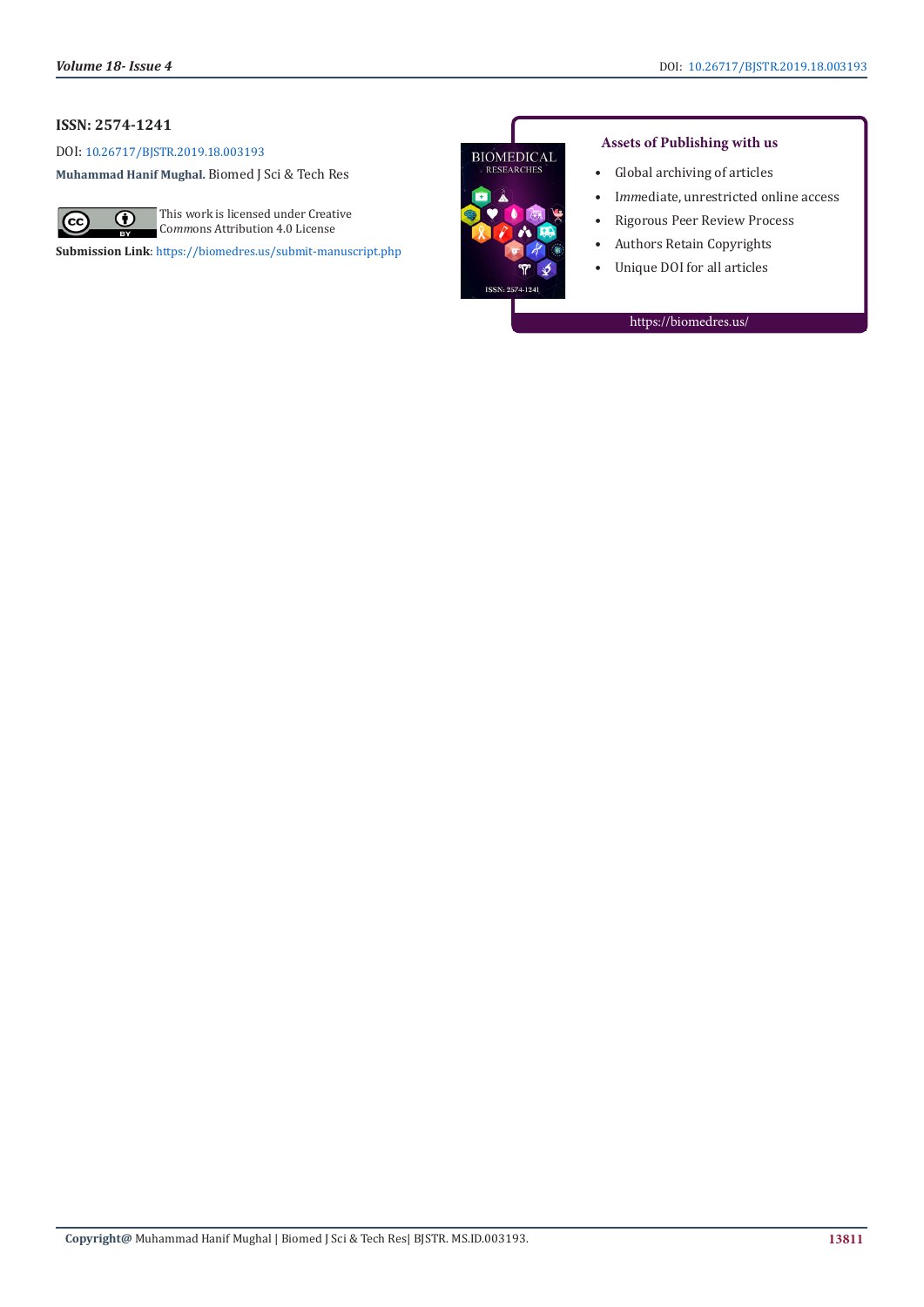**ISSN: 2574-1241**

DOI: 10.26717/BJSTR.2019.18.003193

**Muhammad Hanif Mughal.** Biomed J Sci & Tech Res

This work is licensed under Creative Commons Attribution 4.0 License

**Submission Link**: https://biomedres.us/submit-manuscript.php

**Assets of Publishing with us**

- Global archiving of articles
- Immediate, unrestricted online access
- Rigorous Peer Review Process
- Authors Retain Copyrights
- Unique DOI for all articles

https://biomedres.us/